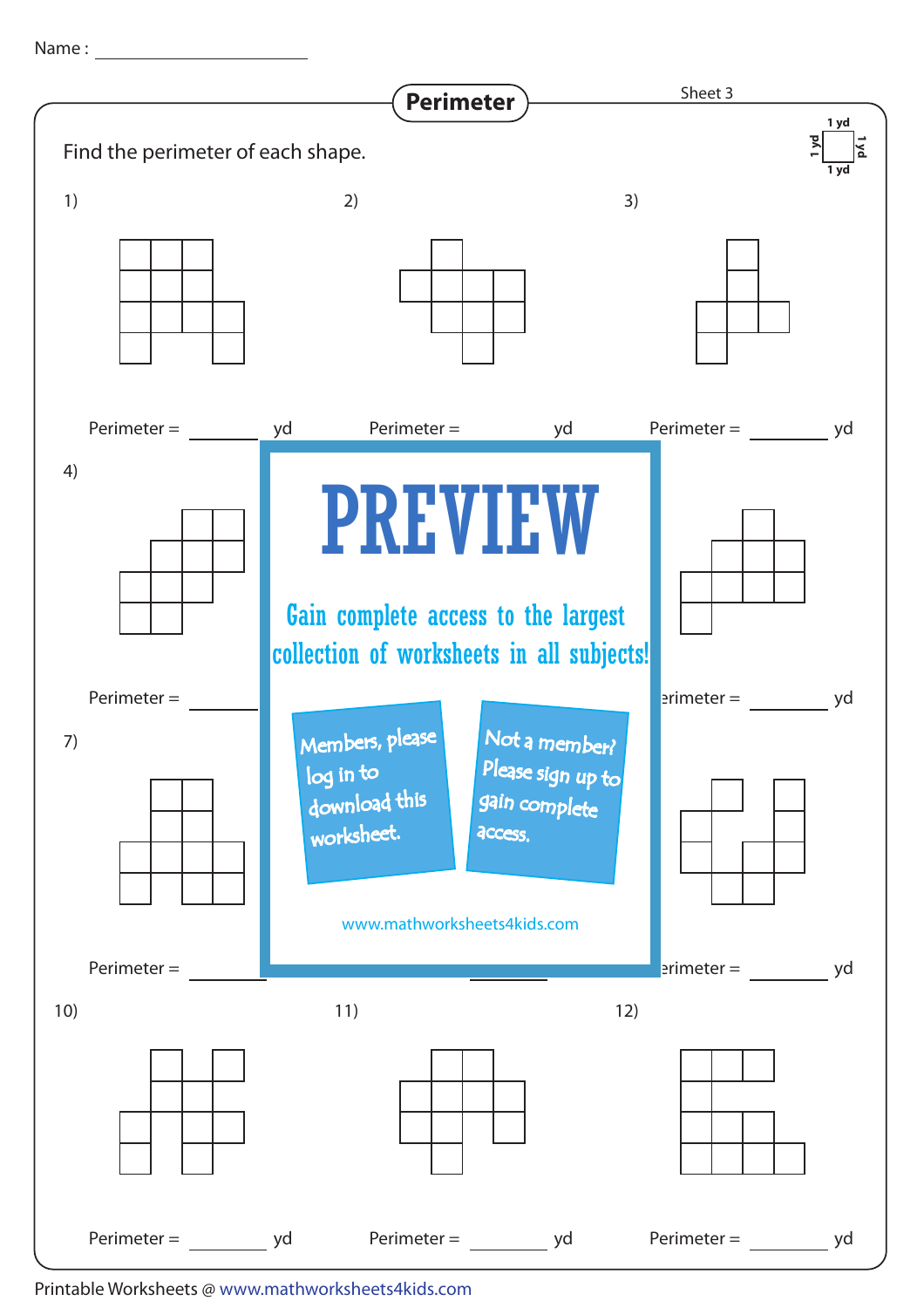Name : ____________________

# Perimeter

Sheet 3

Find the perimeter of each shape.

1 yd × 1 yd

1) Perimeter = ________ yd

2) Perimeter = ________ yd

3) Perimeter = ________ yd

4) Perimeter = ________

erimeter = ________ yd

7) Perimeter = ________

erimeter = ________ yd

# PREVIEW

Gain complete access to the largest collection of worksheets in all subjects!

Members, please log in to download this worksheet.

Not a member? Please sign up to gain complete access.

www.mathworksheets4kids.com

10) Perimeter = ________ yd

11) Perimeter = ________ yd

12) Perimeter = ________ yd

Printable Worksheets @ www.mathworksheets4kids.com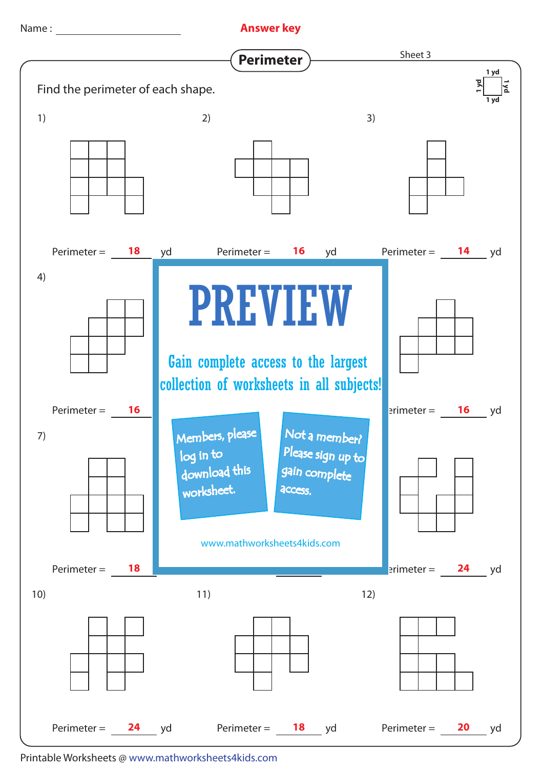Name : ____________________

**Answer key**

# Perimeter

Sheet 3

Find the perimeter of each shape.

1 yd

1) Perimeter = **18** yd

2) Perimeter = **16** yd

3) Perimeter = **14** yd

4) Perimeter = **16**

# PREVIEW

Gain complete access to the largest collection of worksheets in all subjects!

Members, please log in to download this worksheet.

Not a member? Please sign up to gain complete access.

www.mathworksheets4kids.com

erimeter = **16** yd

7) Perimeter = **18**

erimeter = **24** yd

10) Perimeter = **24** yd

11) Perimeter = **18** yd

12) Perimeter = **20** yd

Printable Worksheets @ www.mathworksheets4kids.com